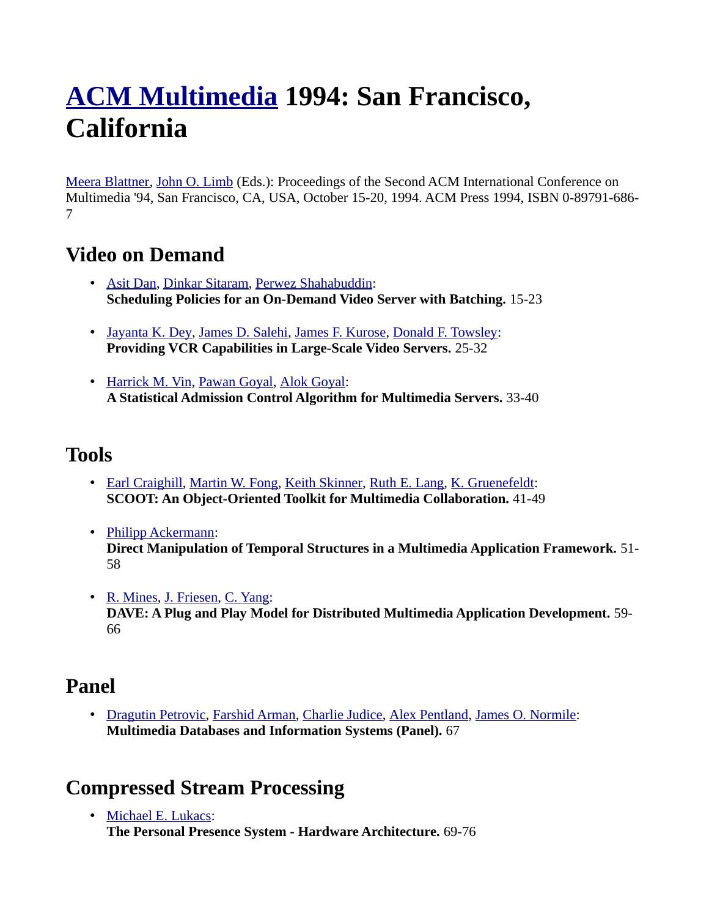# ACM Multimedia 1994: San Francisco, California

Meera Blattner, John O. Limb (Eds.): Proceedings of the Second ACM International Conference on Multimedia '94, San Francisco, CA, USA, October 15-20, 1994. ACM Press 1994, ISBN 0-89791-686-7

## Video on Demand

- Asit Dan, Dinkar Sitaram, Perwez Shahabuddin:
  **Scheduling Policies for an On-Demand Video Server with Batching.** 15-23

- Jayanta K. Dey, James D. Salehi, James F. Kurose, Donald F. Towsley:
  **Providing VCR Capabilities in Large-Scale Video Servers.** 25-32

- Harrick M. Vin, Pawan Goyal, Alok Goyal:
  **A Statistical Admission Control Algorithm for Multimedia Servers.** 33-40

## Tools

- Earl Craighill, Martin W. Fong, Keith Skinner, Ruth E. Lang, K. Gruenefeldt:
  **SCOOT: An Object-Oriented Toolkit for Multimedia Collaboration.** 41-49

- Philipp Ackermann:
  **Direct Manipulation of Temporal Structures in a Multimedia Application Framework.** 51-58

- R. Mines, J. Friesen, C. Yang:
  **DAVE: A Plug and Play Model for Distributed Multimedia Application Development.** 59-66

## Panel

- Dragutin Petrovic, Farshid Arman, Charlie Judice, Alex Pentland, James O. Normile:
  **Multimedia Databases and Information Systems (Panel).** 67

## Compressed Stream Processing

- Michael E. Lukacs:
  **The Personal Presence System - Hardware Architecture.** 69-76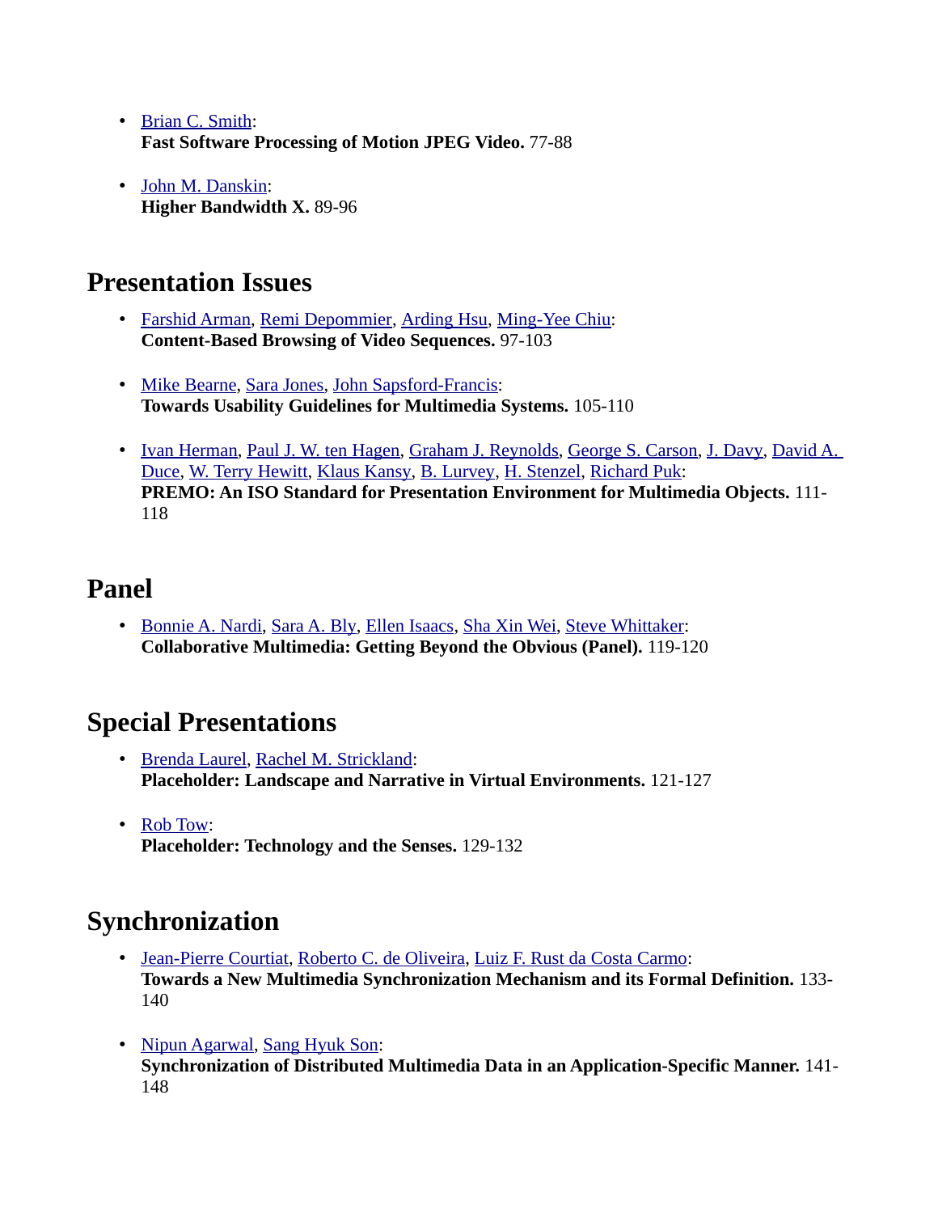- Brian C. Smith:
  **Fast Software Processing of Motion JPEG Video.** 77-88

- John M. Danskin:
  **Higher Bandwidth X.** 89-96

## Presentation Issues

- Farshid Arman, Remi Depommier, Arding Hsu, Ming-Yee Chiu:
  **Content-Based Browsing of Video Sequences.** 97-103

- Mike Bearne, Sara Jones, John Sapsford-Francis:
  **Towards Usability Guidelines for Multimedia Systems.** 105-110

- Ivan Herman, Paul J. W. ten Hagen, Graham J. Reynolds, George S. Carson, J. Davy, David A. Duce, W. Terry Hewitt, Klaus Kansy, B. Lurvey, H. Stenzel, Richard Puk:
  **PREMO: An ISO Standard for Presentation Environment for Multimedia Objects.** 111-118

## Panel

- Bonnie A. Nardi, Sara A. Bly, Ellen Isaacs, Sha Xin Wei, Steve Whittaker:
  **Collaborative Multimedia: Getting Beyond the Obvious (Panel).** 119-120

## Special Presentations

- Brenda Laurel, Rachel M. Strickland:
  **Placeholder: Landscape and Narrative in Virtual Environments.** 121-127

- Rob Tow:
  **Placeholder: Technology and the Senses.** 129-132

## Synchronization

- Jean-Pierre Courtiat, Roberto C. de Oliveira, Luiz F. Rust da Costa Carmo:
  **Towards a New Multimedia Synchronization Mechanism and its Formal Definition.** 133-140

- Nipun Agarwal, Sang Hyuk Son:
  **Synchronization of Distributed Multimedia Data in an Application-Specific Manner.** 141-148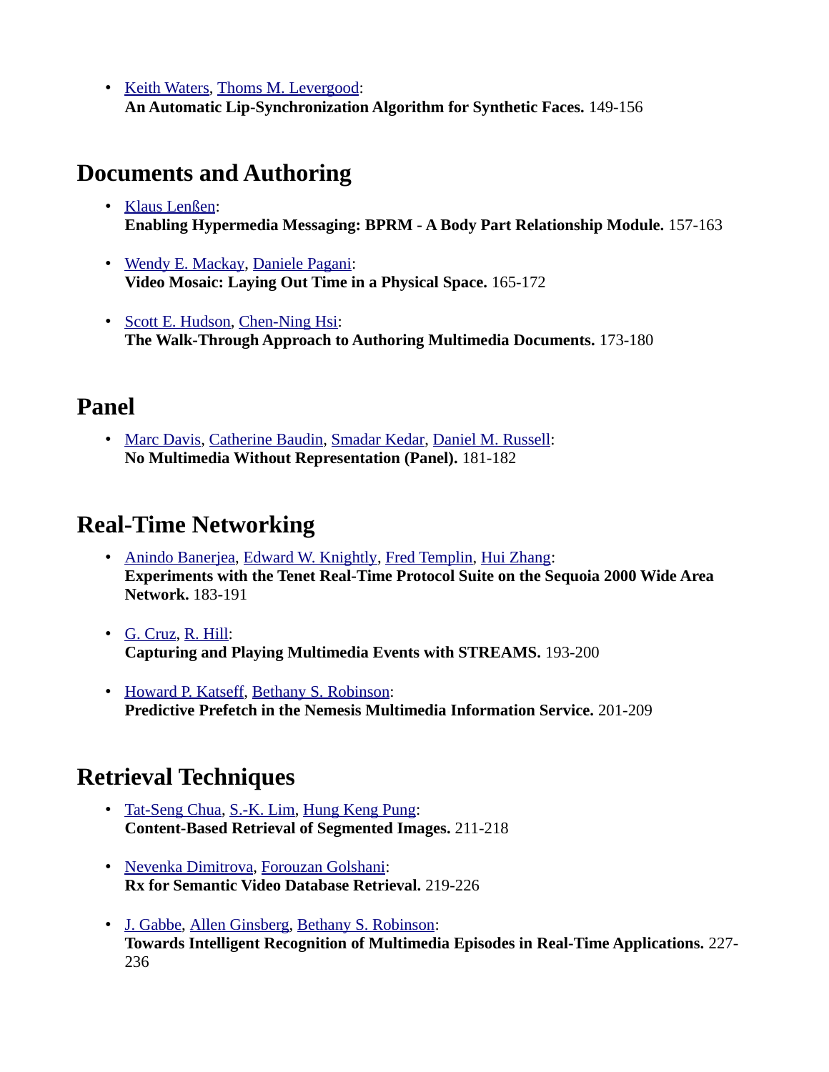- Keith Waters, Thoms M. Levergood:
  **An Automatic Lip-Synchronization Algorithm for Synthetic Faces.** 149-156

## Documents and Authoring

- Klaus Lenßen:
  **Enabling Hypermedia Messaging: BPRM - A Body Part Relationship Module.** 157-163

- Wendy E. Mackay, Daniele Pagani:
  **Video Mosaic: Laying Out Time in a Physical Space.** 165-172

- Scott E. Hudson, Chen-Ning Hsi:
  **The Walk-Through Approach to Authoring Multimedia Documents.** 173-180

## Panel

- Marc Davis, Catherine Baudin, Smadar Kedar, Daniel M. Russell:
  **No Multimedia Without Representation (Panel).** 181-182

## Real-Time Networking

- Anindo Banerjea, Edward W. Knightly, Fred Templin, Hui Zhang:
  **Experiments with the Tenet Real-Time Protocol Suite on the Sequoia 2000 Wide Area Network.** 183-191

- G. Cruz, R. Hill:
  **Capturing and Playing Multimedia Events with STREAMS.** 193-200

- Howard P. Katseff, Bethany S. Robinson:
  **Predictive Prefetch in the Nemesis Multimedia Information Service.** 201-209

## Retrieval Techniques

- Tat-Seng Chua, S.-K. Lim, Hung Keng Pung:
  **Content-Based Retrieval of Segmented Images.** 211-218

- Nevenka Dimitrova, Forouzan Golshani:
  **Rx for Semantic Video Database Retrieval.** 219-226

- J. Gabbe, Allen Ginsberg, Bethany S. Robinson:
  **Towards Intelligent Recognition of Multimedia Episodes in Real-Time Applications.** 227-236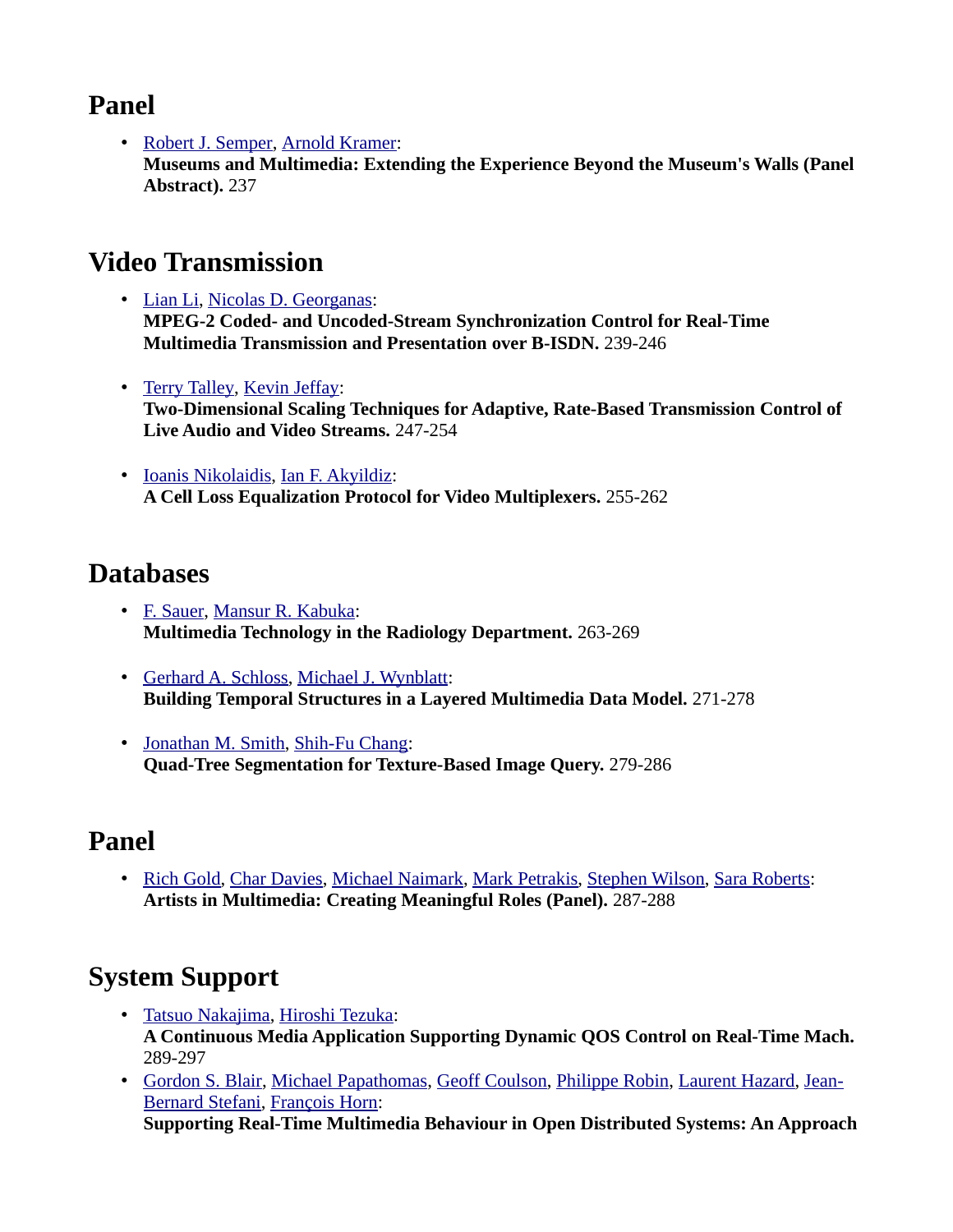## Panel

- Robert J. Semper, Arnold Kramer:
  **Museums and Multimedia: Extending the Experience Beyond the Museum's Walls (Panel Abstract).** 237

## Video Transmission

- Lian Li, Nicolas D. Georganas:
  **MPEG-2 Coded- and Uncoded-Stream Synchronization Control for Real-Time Multimedia Transmission and Presentation over B-ISDN.** 239-246

- Terry Talley, Kevin Jeffay:
  **Two-Dimensional Scaling Techniques for Adaptive, Rate-Based Transmission Control of Live Audio and Video Streams.** 247-254

- Ioanis Nikolaidis, Ian F. Akyildiz:
  **A Cell Loss Equalization Protocol for Video Multiplexers.** 255-262

## Databases

- F. Sauer, Mansur R. Kabuka:
  **Multimedia Technology in the Radiology Department.** 263-269

- Gerhard A. Schloss, Michael J. Wynblatt:
  **Building Temporal Structures in a Layered Multimedia Data Model.** 271-278

- Jonathan M. Smith, Shih-Fu Chang:
  **Quad-Tree Segmentation for Texture-Based Image Query.** 279-286

## Panel

- Rich Gold, Char Davies, Michael Naimark, Mark Petrakis, Stephen Wilson, Sara Roberts:
  **Artists in Multimedia: Creating Meaningful Roles (Panel).** 287-288

## System Support

- Tatsuo Nakajima, Hiroshi Tezuka:
  **A Continuous Media Application Supporting Dynamic QOS Control on Real-Time Mach.** 289-297
- Gordon S. Blair, Michael Papathomas, Geoff Coulson, Philippe Robin, Laurent Hazard, Jean-Bernard Stefani, François Horn:
  **Supporting Real-Time Multimedia Behaviour in Open Distributed Systems: An Approach**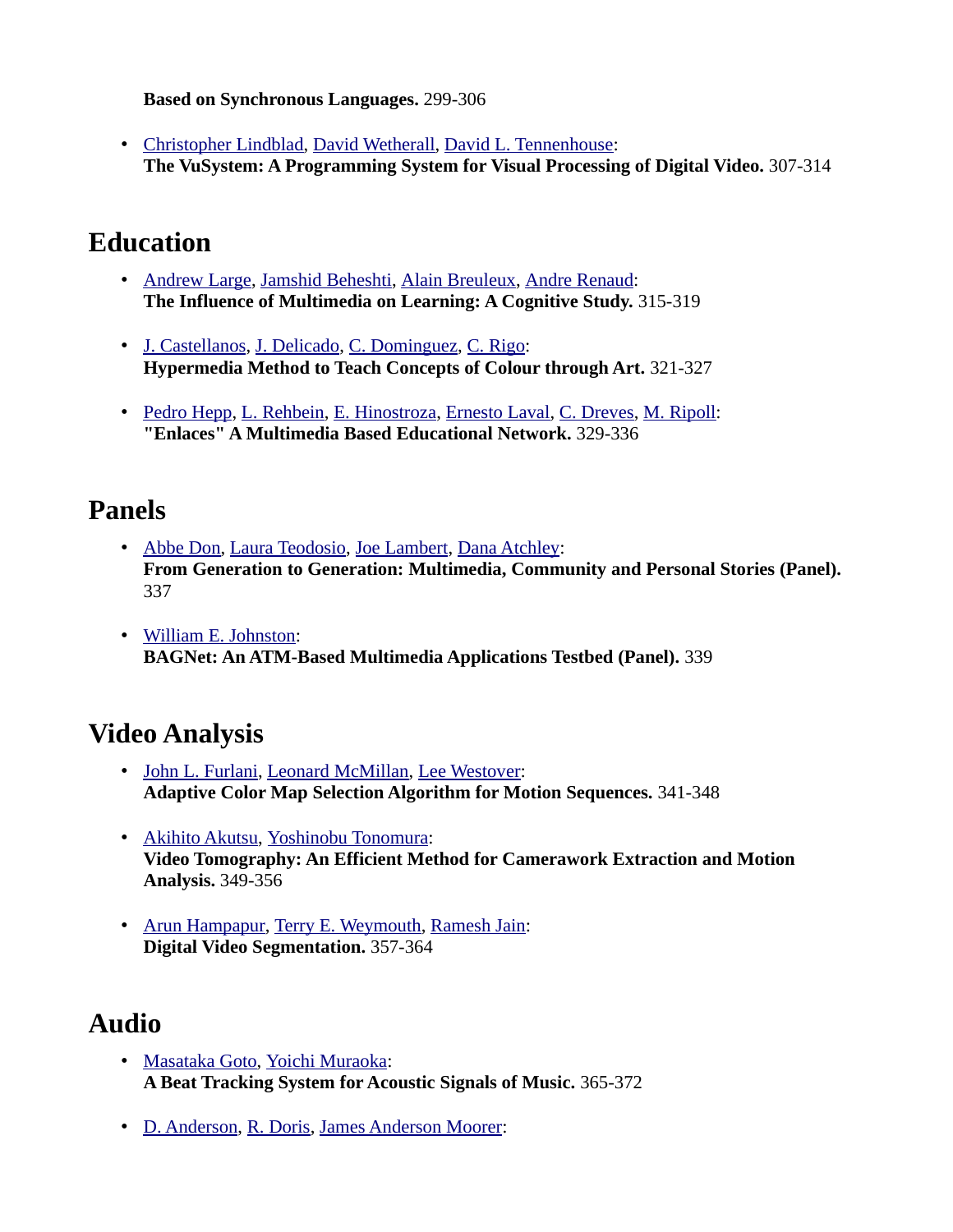**Based on Synchronous Languages.** 299-306

- Christopher Lindblad, David Wetherall, David L. Tennenhouse:
  **The VuSystem: A Programming System for Visual Processing of Digital Video.** 307-314

## Education

- Andrew Large, Jamshid Beheshti, Alain Breuleux, Andre Renaud:
  **The Influence of Multimedia on Learning: A Cognitive Study.** 315-319

- J. Castellanos, J. Delicado, C. Dominguez, C. Rigo:
  **Hypermedia Method to Teach Concepts of Colour through Art.** 321-327

- Pedro Hepp, L. Rehbein, E. Hinostroza, Ernesto Laval, C. Dreves, M. Ripoll:
  **"Enlaces" A Multimedia Based Educational Network.** 329-336

## Panels

- Abbe Don, Laura Teodosio, Joe Lambert, Dana Atchley:
  **From Generation to Generation: Multimedia, Community and Personal Stories (Panel).** 337

- William E. Johnston:
  **BAGNet: An ATM-Based Multimedia Applications Testbed (Panel).** 339

## Video Analysis

- John L. Furlani, Leonard McMillan, Lee Westover:
  **Adaptive Color Map Selection Algorithm for Motion Sequences.** 341-348

- Akihito Akutsu, Yoshinobu Tonomura:
  **Video Tomography: An Efficient Method for Camerawork Extraction and Motion Analysis.** 349-356

- Arun Hampapur, Terry E. Weymouth, Ramesh Jain:
  **Digital Video Segmentation.** 357-364

## Audio

- Masataka Goto, Yoichi Muraoka:
  **A Beat Tracking System for Acoustic Signals of Music.** 365-372

- D. Anderson, R. Doris, James Anderson Moorer: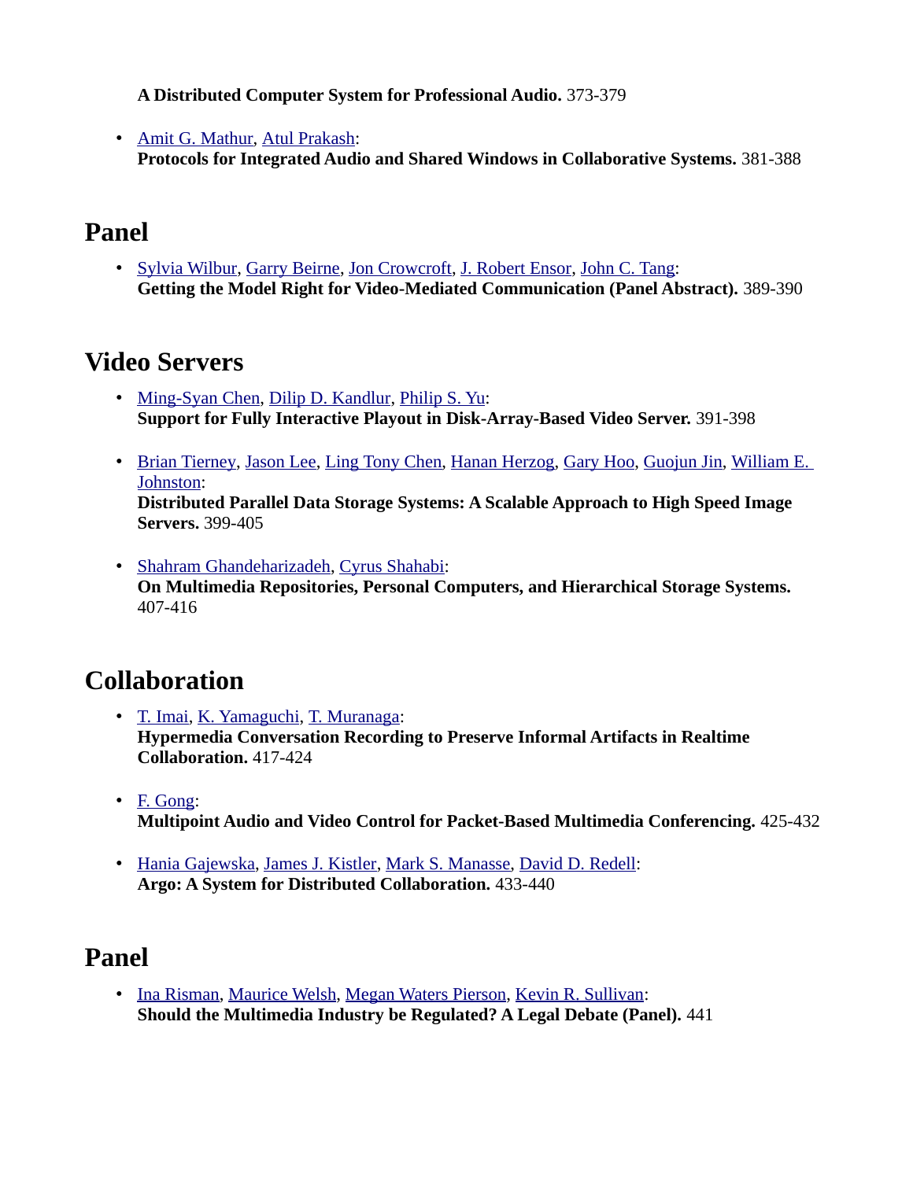**A Distributed Computer System for Professional Audio.** 373-379

- Amit G. Mathur, Atul Prakash:
**Protocols for Integrated Audio and Shared Windows in Collaborative Systems.** 381-388

## Panel

- Sylvia Wilbur, Garry Beirne, Jon Crowcroft, J. Robert Ensor, John C. Tang:
**Getting the Model Right for Video-Mediated Communication (Panel Abstract).** 389-390

## Video Servers

- Ming-Syan Chen, Dilip D. Kandlur, Philip S. Yu:
**Support for Fully Interactive Playout in Disk-Array-Based Video Server.** 391-398

- Brian Tierney, Jason Lee, Ling Tony Chen, Hanan Herzog, Gary Hoo, Guojun Jin, William E. Johnston:
**Distributed Parallel Data Storage Systems: A Scalable Approach to High Speed Image Servers.** 399-405

- Shahram Ghandeharizadeh, Cyrus Shahabi:
**On Multimedia Repositories, Personal Computers, and Hierarchical Storage Systems.** 407-416

## Collaboration

- T. Imai, K. Yamaguchi, T. Muranaga:
**Hypermedia Conversation Recording to Preserve Informal Artifacts in Realtime Collaboration.** 417-424

- F. Gong:
**Multipoint Audio and Video Control for Packet-Based Multimedia Conferencing.** 425-432

- Hania Gajewska, James J. Kistler, Mark S. Manasse, David D. Redell:
**Argo: A System for Distributed Collaboration.** 433-440

## Panel

- Ina Risman, Maurice Welsh, Megan Waters Pierson, Kevin R. Sullivan:
**Should the Multimedia Industry be Regulated? A Legal Debate (Panel).** 441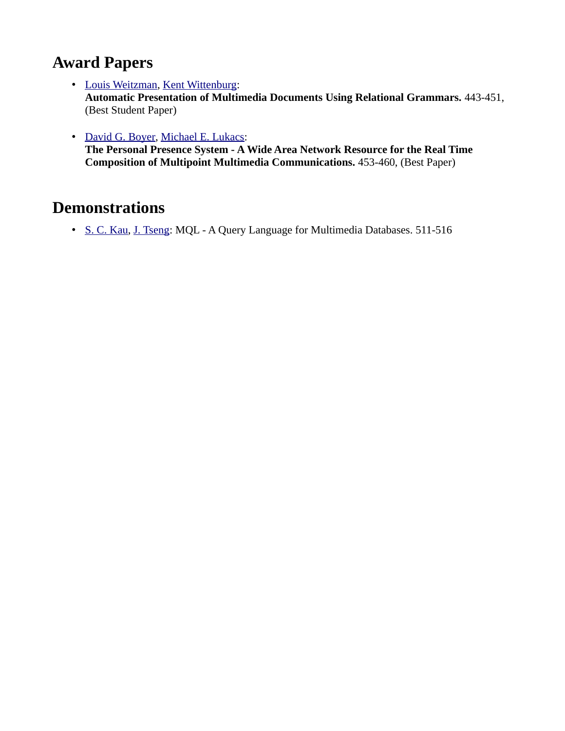## Award Papers

- Louis Weitzman, Kent Wittenburg:
  **Automatic Presentation of Multimedia Documents Using Relational Grammars.** 443-451, (Best Student Paper)

- David G. Boyer, Michael E. Lukacs:
  **The Personal Presence System - A Wide Area Network Resource for the Real Time Composition of Multipoint Multimedia Communications.** 453-460, (Best Paper)

## Demonstrations

- S. C. Kau, J. Tseng: MQL - A Query Language for Multimedia Databases. 511-516